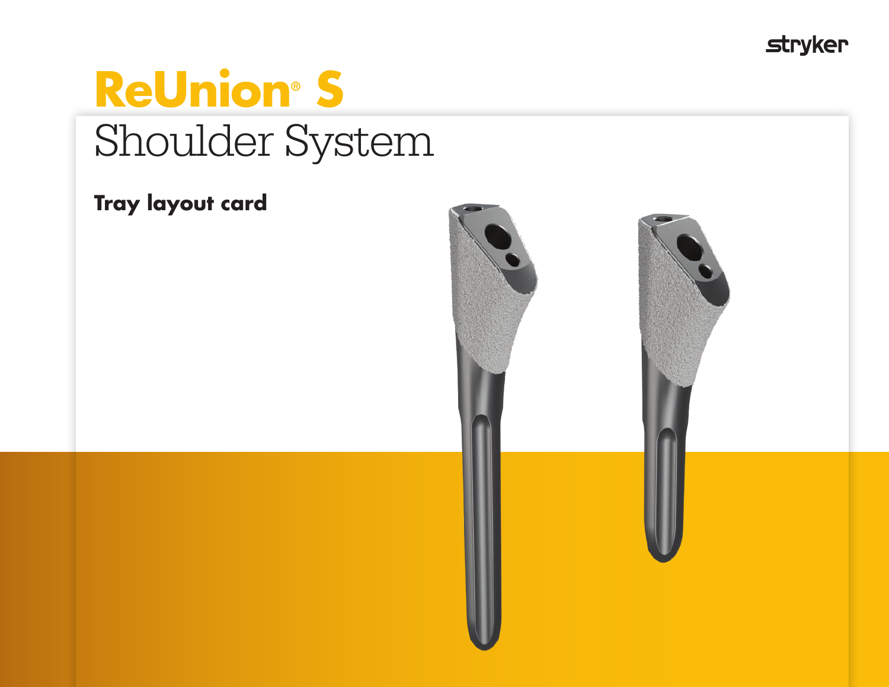stryker

# ReUnion® S

## Shoulder System

### Tray layout card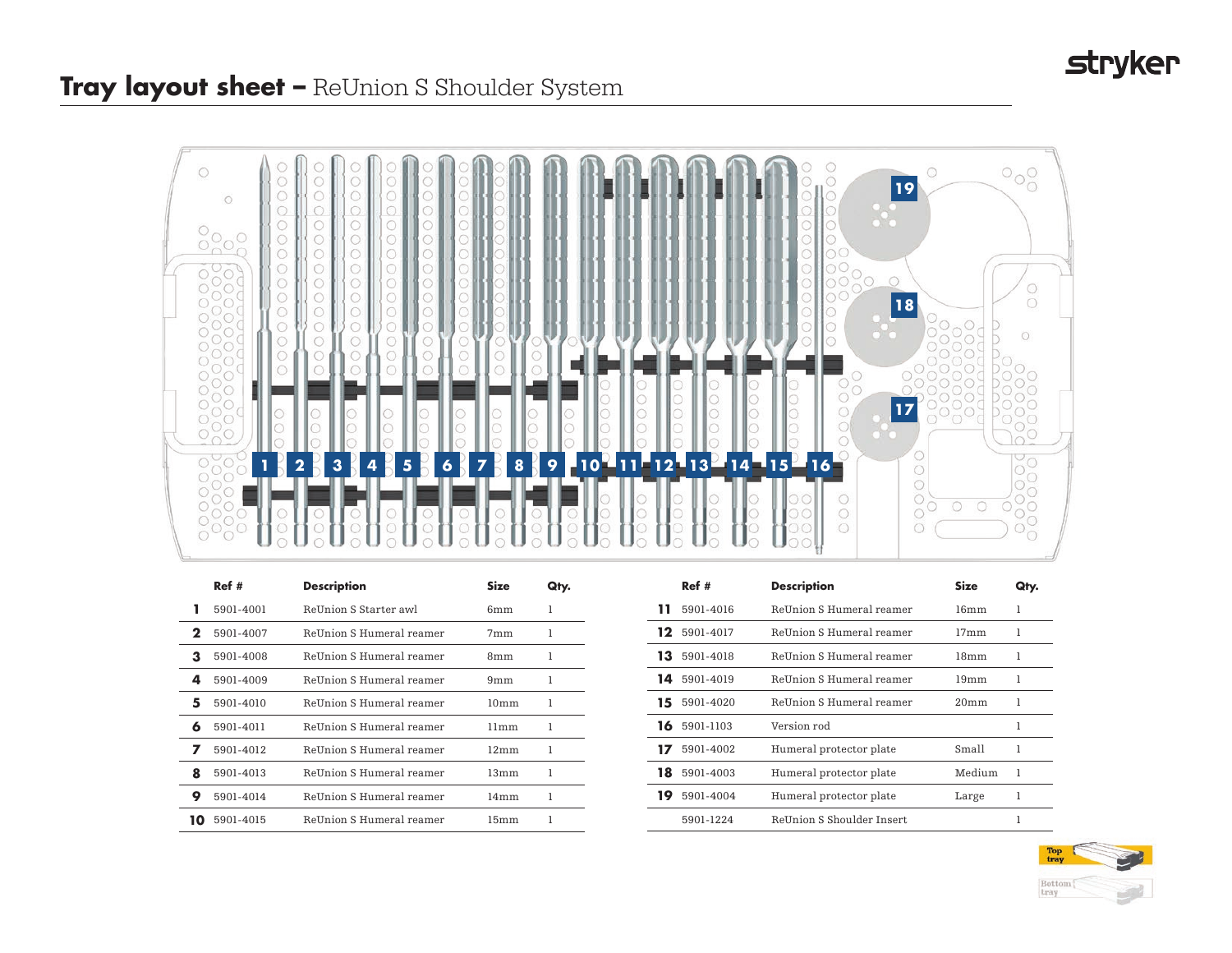# **Tray layout sheet –** ReUnion S Shoulder System

| | Ref # | Description | Size | Qty. |
|---|---|---|---|---|
| **1** | 5901-4001 | ReUnion S Starter awl | 6mm | 1 |
| **2** | 5901-4007 | ReUnion S Humeral reamer | 7mm | 1 |
| **3** | 5901-4008 | ReUnion S Humeral reamer | 8mm | 1 |
| **4** | 5901-4009 | ReUnion S Humeral reamer | 9mm | 1 |
| **5** | 5901-4010 | ReUnion S Humeral reamer | 10mm | 1 |
| **6** | 5901-4011 | ReUnion S Humeral reamer | 11mm | 1 |
| **7** | 5901-4012 | ReUnion S Humeral reamer | 12mm | 1 |
| **8** | 5901-4013 | ReUnion S Humeral reamer | 13mm | 1 |
| **9** | 5901-4014 | ReUnion S Humeral reamer | 14mm | 1 |
| **10** | 5901-4015 | ReUnion S Humeral reamer | 15mm | 1 |
| **11** | 5901-4016 | ReUnion S Humeral reamer | 16mm | 1 |
| **12** | 5901-4017 | ReUnion S Humeral reamer | 17mm | 1 |
| **13** | 5901-4018 | ReUnion S Humeral reamer | 18mm | 1 |
| **14** | 5901-4019 | ReUnion S Humeral reamer | 19mm | 1 |
| **15** | 5901-4020 | ReUnion S Humeral reamer | 20mm | 1 |
| **16** | 5901-1103 | Version rod | | 1 |
| **17** | 5901-4002 | Humeral protector plate | Small | 1 |
| **18** | 5901-4003 | Humeral protector plate | Medium | 1 |
| **19** | 5901-4004 | Humeral protector plate | Large | 1 |
| | 5901-1224 | ReUnion S Shoulder Insert | | 1 |

Top tray

Bottom tray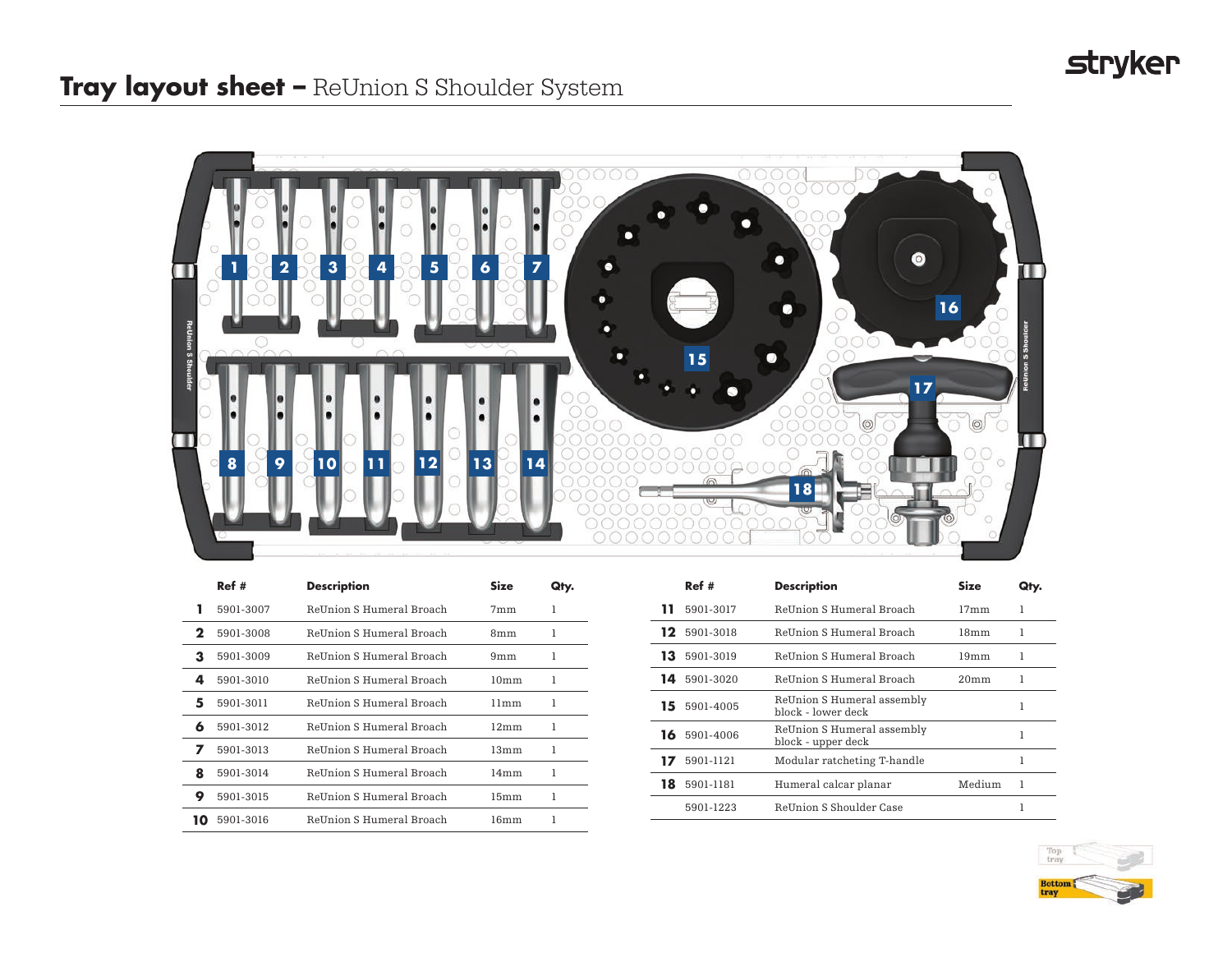# Tray layout sheet – ReUnion S Shoulder System

| | Ref # | Description | Size | Qty. |
|---|---|---|---|---|
| 1 | 5901-3007 | ReUnion S Humeral Broach | 7mm | 1 |
| 2 | 5901-3008 | ReUnion S Humeral Broach | 8mm | 1 |
| 3 | 5901-3009 | ReUnion S Humeral Broach | 9mm | 1 |
| 4 | 5901-3010 | ReUnion S Humeral Broach | 10mm | 1 |
| 5 | 5901-3011 | ReUnion S Humeral Broach | 11mm | 1 |
| 6 | 5901-3012 | ReUnion S Humeral Broach | 12mm | 1 |
| 7 | 5901-3013 | ReUnion S Humeral Broach | 13mm | 1 |
| 8 | 5901-3014 | ReUnion S Humeral Broach | 14mm | 1 |
| 9 | 5901-3015 | ReUnion S Humeral Broach | 15mm | 1 |
| 10 | 5901-3016 | ReUnion S Humeral Broach | 16mm | 1 |

| | Ref # | Description | Size | Qty. |
|---|---|---|---|---|
| 11 | 5901-3017 | ReUnion S Humeral Broach | 17mm | 1 |
| 12 | 5901-3018 | ReUnion S Humeral Broach | 18mm | 1 |
| 13 | 5901-3019 | ReUnion S Humeral Broach | 19mm | 1 |
| 14 | 5901-3020 | ReUnion S Humeral Broach | 20mm | 1 |
| 15 | 5901-4005 | ReUnion S Humeral assembly block - lower deck | | 1 |
| 16 | 5901-4006 | ReUnion S Humeral assembly block - upper deck | | 1 |
| 17 | 5901-1121 | Modular ratcheting T-handle | | 1 |
| 18 | 5901-1181 | Humeral calcar planar | Medium | 1 |
| | 5901-1223 | ReUnion S Shoulder Case | | 1 |

Top tray

Bottom tray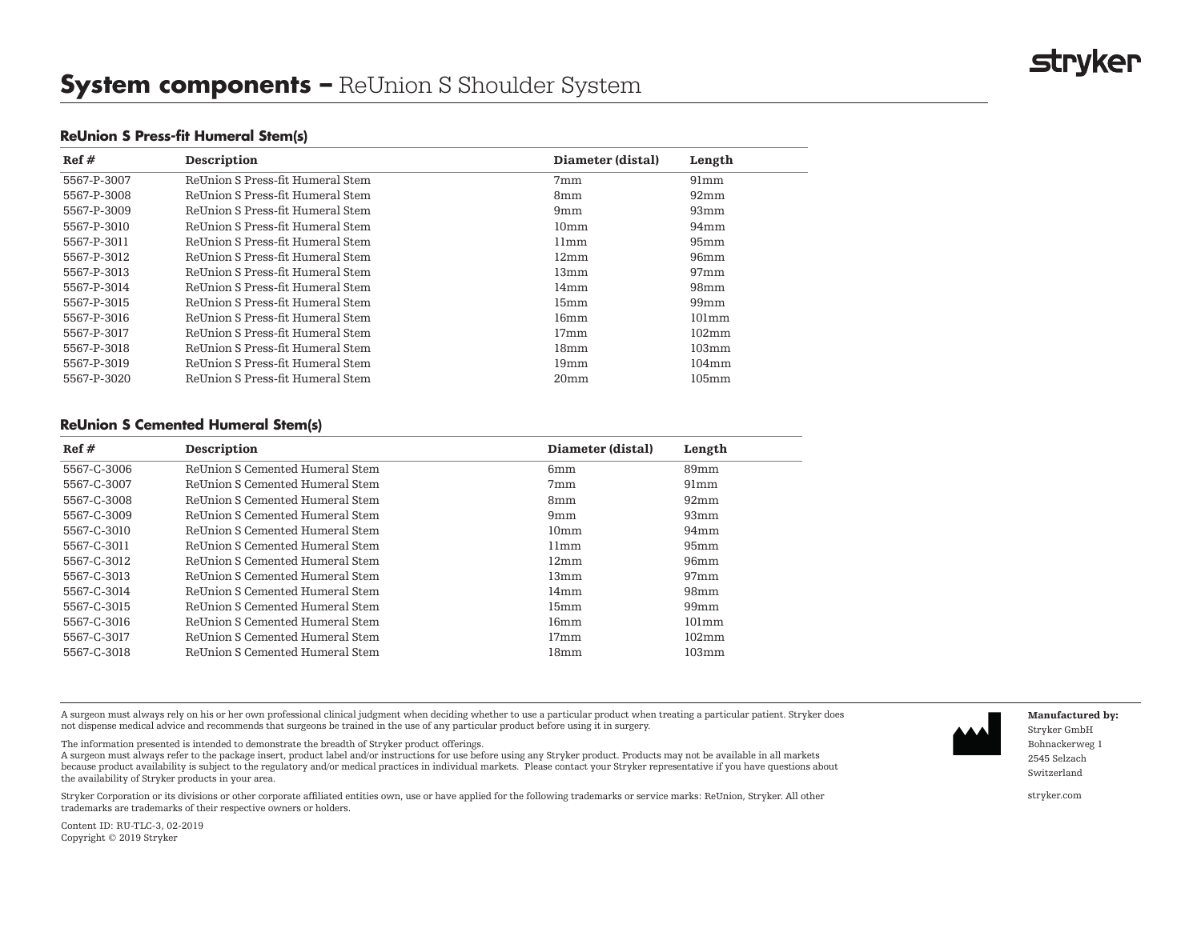# **System components –** ReUnion S Shoulder System

### ReUnion S Press-fit Humeral Stem(s)

| Ref # | Description | Diameter (distal) | Length |
|---|---|---|---|
| 5567-P-3007 | ReUnion S Press-fit Humeral Stem | 7mm | 91mm |
| 5567-P-3008 | ReUnion S Press-fit Humeral Stem | 8mm | 92mm |
| 5567-P-3009 | ReUnion S Press-fit Humeral Stem | 9mm | 93mm |
| 5567-P-3010 | ReUnion S Press-fit Humeral Stem | 10mm | 94mm |
| 5567-P-3011 | ReUnion S Press-fit Humeral Stem | 11mm | 95mm |
| 5567-P-3012 | ReUnion S Press-fit Humeral Stem | 12mm | 96mm |
| 5567-P-3013 | ReUnion S Press-fit Humeral Stem | 13mm | 97mm |
| 5567-P-3014 | ReUnion S Press-fit Humeral Stem | 14mm | 98mm |
| 5567-P-3015 | ReUnion S Press-fit Humeral Stem | 15mm | 99mm |
| 5567-P-3016 | ReUnion S Press-fit Humeral Stem | 16mm | 101mm |
| 5567-P-3017 | ReUnion S Press-fit Humeral Stem | 17mm | 102mm |
| 5567-P-3018 | ReUnion S Press-fit Humeral Stem | 18mm | 103mm |
| 5567-P-3019 | ReUnion S Press-fit Humeral Stem | 19mm | 104mm |
| 5567-P-3020 | ReUnion S Press-fit Humeral Stem | 20mm | 105mm |

### ReUnion S Cemented Humeral Stem(s)

| Ref # | Description | Diameter (distal) | Length |
|---|---|---|---|
| 5567-C-3006 | ReUnion S Cemented Humeral Stem | 6mm | 89mm |
| 5567-C-3007 | ReUnion S Cemented Humeral Stem | 7mm | 91mm |
| 5567-C-3008 | ReUnion S Cemented Humeral Stem | 8mm | 92mm |
| 5567-C-3009 | ReUnion S Cemented Humeral Stem | 9mm | 93mm |
| 5567-C-3010 | ReUnion S Cemented Humeral Stem | 10mm | 94mm |
| 5567-C-3011 | ReUnion S Cemented Humeral Stem | 11mm | 95mm |
| 5567-C-3012 | ReUnion S Cemented Humeral Stem | 12mm | 96mm |
| 5567-C-3013 | ReUnion S Cemented Humeral Stem | 13mm | 97mm |
| 5567-C-3014 | ReUnion S Cemented Humeral Stem | 14mm | 98mm |
| 5567-C-3015 | ReUnion S Cemented Humeral Stem | 15mm | 99mm |
| 5567-C-3016 | ReUnion S Cemented Humeral Stem | 16mm | 101mm |
| 5567-C-3017 | ReUnion S Cemented Humeral Stem | 17mm | 102mm |
| 5567-C-3018 | ReUnion S Cemented Humeral Stem | 18mm | 103mm |

A surgeon must always rely on his or her own professional clinical judgment when deciding whether to use a particular product when treating a particular patient. Stryker does not dispense medical advice and recommends that surgeons be trained in the use of any particular product before using it in surgery.

The information presented is intended to demonstrate the breadth of Stryker product offerings.
A surgeon must always refer to the package insert, product label and/or instructions for use before using any Stryker product. Products may not be available in all markets because product availability is subject to the regulatory and/or medical practices in individual markets. Please contact your Stryker representative if you have questions about the availability of Stryker products in your area.

Stryker Corporation or its divisions or other corporate affiliated entities own, use or have applied for the following trademarks or service marks: ReUnion, Stryker. All other trademarks are trademarks of their respective owners or holders.

Content ID: RU-TLC-3, 02-2019
Copyright © 2019 Stryker

**Manufactured by:**
Stryker GmbH
Bohnackerweg 1
2545 Selzach
Switzerland

stryker.com